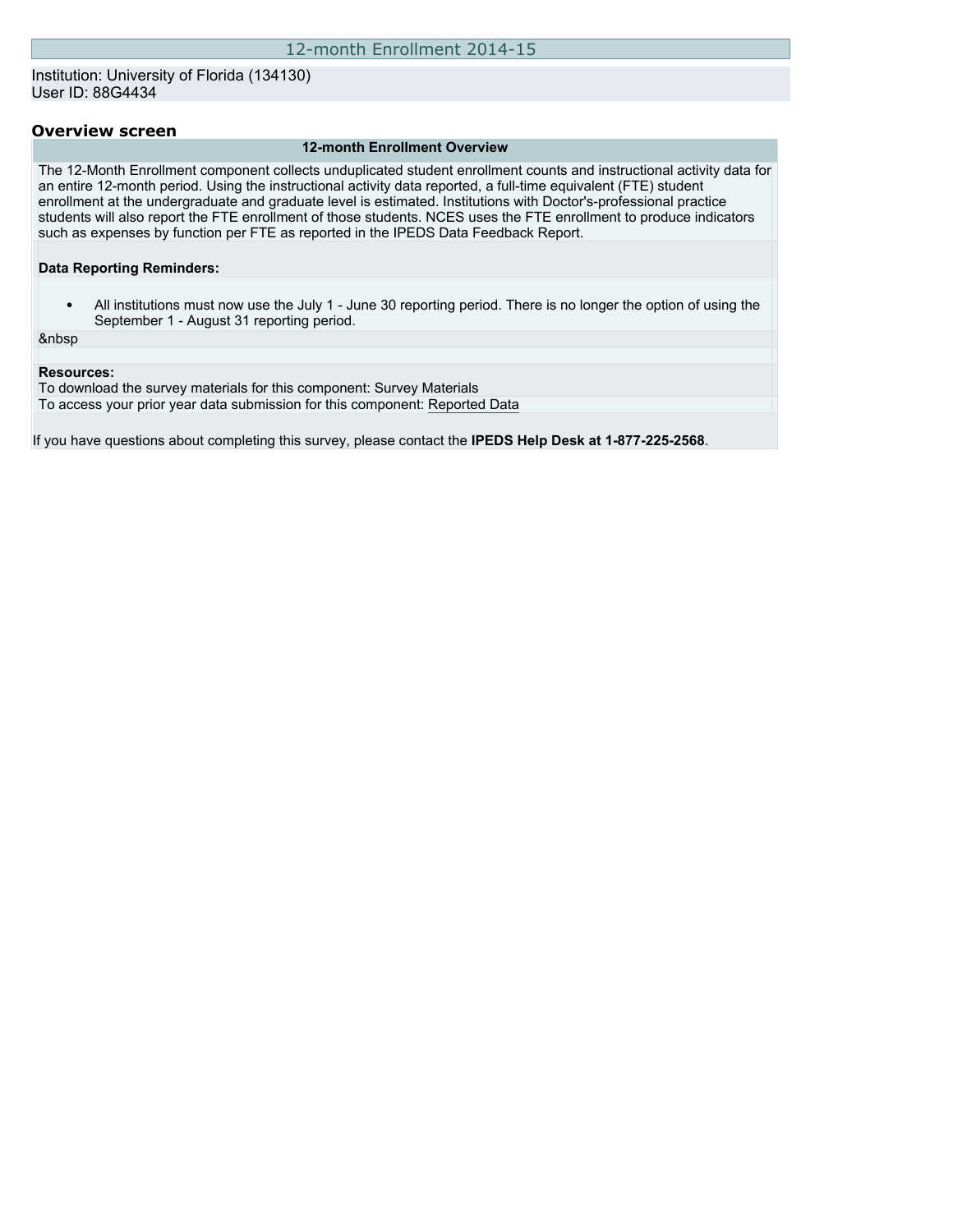# 12-month Enrollment 2014-15

Institution: University of Florida (134130)
User ID: 88G4434

## Overview screen

### 12-month Enrollment Overview

The 12-Month Enrollment component collects unduplicated student enrollment counts and instructional activity data for an entire 12-month period. Using the instructional activity data reported, a full-time equivalent (FTE) student enrollment at the undergraduate and graduate level is estimated. Institutions with Doctor's-professional practice students will also report the FTE enrollment of those students. NCES uses the FTE enrollment to produce indicators such as expenses by function per FTE as reported in the IPEDS Data Feedback Report.

**Data Reporting Reminders:**

- All institutions must now use the July 1 - June 30 reporting period. There is no longer the option of using the September 1 - August 31 reporting period.

&nbsp

**Resources:**
To download the survey materials for this component: Survey Materials
To access your prior year data submission for this component: Reported Data

If you have questions about completing this survey, please contact the **IPEDS Help Desk at 1-877-225-2568**.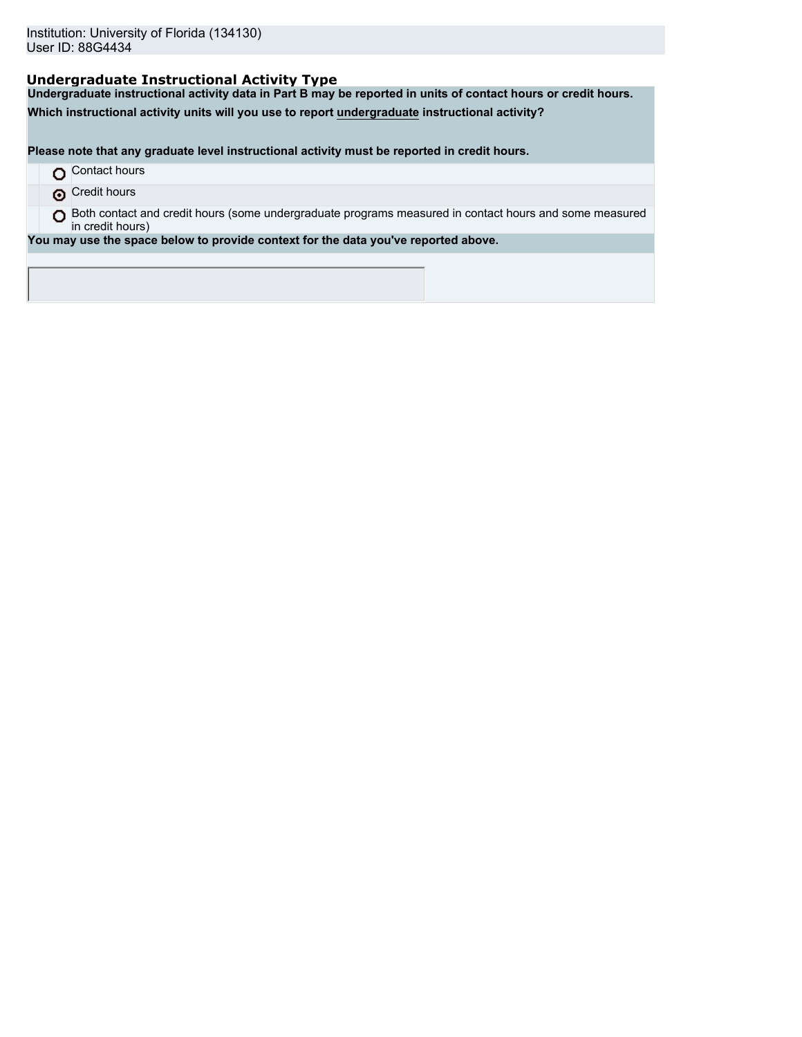Institution: University of Florida (134130)
User ID: 88G4434

## Undergraduate Instructional Activity Type

**Undergraduate instructional activity data in Part B may be reported in units of contact hours or credit hours.**

**Which instructional activity units will you use to report undergraduate instructional activity?**

**Please note that any graduate level instructional activity must be reported in credit hours.**

- ○ Contact hours
- ◉ Credit hours
- ○ Both contact and credit hours (some undergraduate programs measured in contact hours and some measured in credit hours)

**You may use the space below to provide context for the data you've reported above.**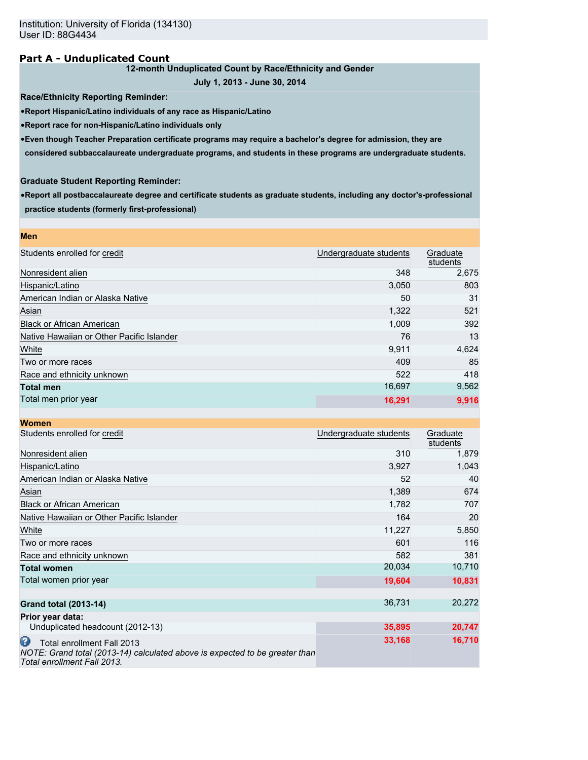Institution: University of Florida (134130)
User ID: 88G4434

## Part A - Unduplicated Count

**12-month Unduplicated Count by Race/Ethnicity and Gender**

**July 1, 2013 - June 30, 2014**

**Race/Ethnicity Reporting Reminder:**

- **Report Hispanic/Latino individuals of any race as Hispanic/Latino**
- **Report race for non-Hispanic/Latino individuals only**
- **Even though Teacher Preparation certificate programs may require a bachelor's degree for admission, they are considered subbaccalaureate undergraduate programs, and students in these programs are undergraduate students.**

**Graduate Student Reporting Reminder:**

- **Report all postbaccalaureate degree and certificate students as graduate students, including any doctor's-professional practice students (formerly first-professional)**

**Men**

| Students enrolled for credit | Undergraduate students | Graduate students |
|---|---|---|
| Nonresident alien | 348 | 2,675 |
| Hispanic/Latino | 3,050 | 803 |
| American Indian or Alaska Native | 50 | 31 |
| Asian | 1,322 | 521 |
| Black or African American | 1,009 | 392 |
| Native Hawaiian or Other Pacific Islander | 76 | 13 |
| White | 9,911 | 4,624 |
| Two or more races | 409 | 85 |
| Race and ethnicity unknown | 522 | 418 |
| **Total men** | 16,697 | 9,562 |
| Total men prior year | 16,291 | 9,916 |

**Women**

| Students enrolled for credit | Undergraduate students | Graduate students |
|---|---|---|
| Nonresident alien | 310 | 1,879 |
| Hispanic/Latino | 3,927 | 1,043 |
| American Indian or Alaska Native | 52 | 40 |
| Asian | 1,389 | 674 |
| Black or African American | 1,782 | 707 |
| Native Hawaiian or Other Pacific Islander | 164 | 20 |
| White | 11,227 | 5,850 |
| Two or more races | 601 | 116 |
| Race and ethnicity unknown | 582 | 381 |
| **Total women** | 20,034 | 10,710 |
| Total women prior year | 19,604 | 10,831 |

| | Undergraduate students | Graduate students |
|---|---|---|
| **Grand total (2013-14)** | 36,731 | 20,272 |
| **Prior year data:** | | |
| Unduplicated headcount (2012-13) | 35,895 | 20,747 |
| Total enrollment Fall 2013 *NOTE: Grand total (2013-14) calculated above is expected to be greater than Total enrollment Fall 2013.* | 33,168 | 16,710 |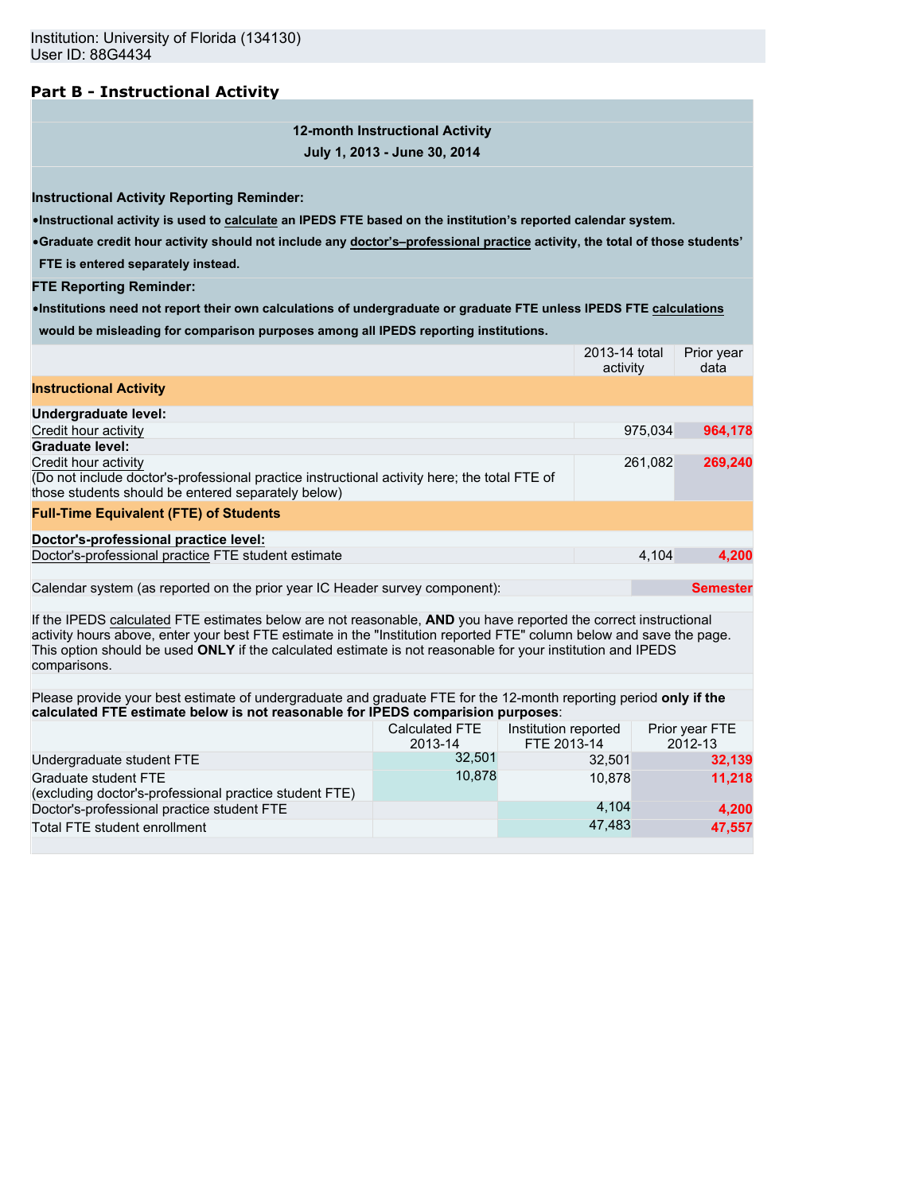Institution: University of Florida (134130)
User ID: 88G4434

## Part B - Instructional Activity

**12-month Instructional Activity**
**July 1, 2013 - June 30, 2014**

**Instructional Activity Reporting Reminder:**

- **Instructional activity is used to calculate an IPEDS FTE based on the institution's reported calendar system.**
- **Graduate credit hour activity should not include any doctor's–professional practice activity, the total of those students' FTE is entered separately instead.**

**FTE Reporting Reminder:**

- **Institutions need not report their own calculations of undergraduate or graduate FTE unless IPEDS FTE calculations would be misleading for comparison purposes among all IPEDS reporting institutions.**

| | 2013-14 total activity | Prior year data |
|---|---|---|
| **Instructional Activity** | | |
| **Undergraduate level:** | | |
| Credit hour activity | 975,034 | **964,178** |
| **Graduate level:** | | |
| Credit hour activity (Do not include doctor's-professional practice instructional activity here; the total FTE of those students should be entered separately below) | 261,082 | **269,240** |
| **Full-Time Equivalent (FTE) of Students** | | |
| **Doctor's-professional practice level:** | | |
| Doctor's-professional practice FTE student estimate | 4,104 | **4,200** |

Calendar system (as reported on the prior year IC Header survey component): **Semester**

If the IPEDS calculated FTE estimates below are not reasonable, **AND** you have reported the correct instructional activity hours above, enter your best FTE estimate in the "Institution reported FTE" column below and save the page. This option should be used **ONLY** if the calculated estimate is not reasonable for your institution and IPEDS comparisons.

Please provide your best estimate of undergraduate and graduate FTE for the 12-month reporting period **only if the calculated FTE estimate below is not reasonable for IPEDS comparision purposes**:

| | Calculated FTE 2013-14 | Institution reported FTE 2013-14 | Prior year FTE 2012-13 |
|---|---|---|---|
| Undergraduate student FTE | 32,501 | 32,501 | **32,139** |
| Graduate student FTE (excluding doctor's-professional practice student FTE) | 10,878 | 10,878 | **11,218** |
| Doctor's-professional practice student FTE | | 4,104 | **4,200** |
| Total FTE student enrollment | | 47,483 | **47,557** |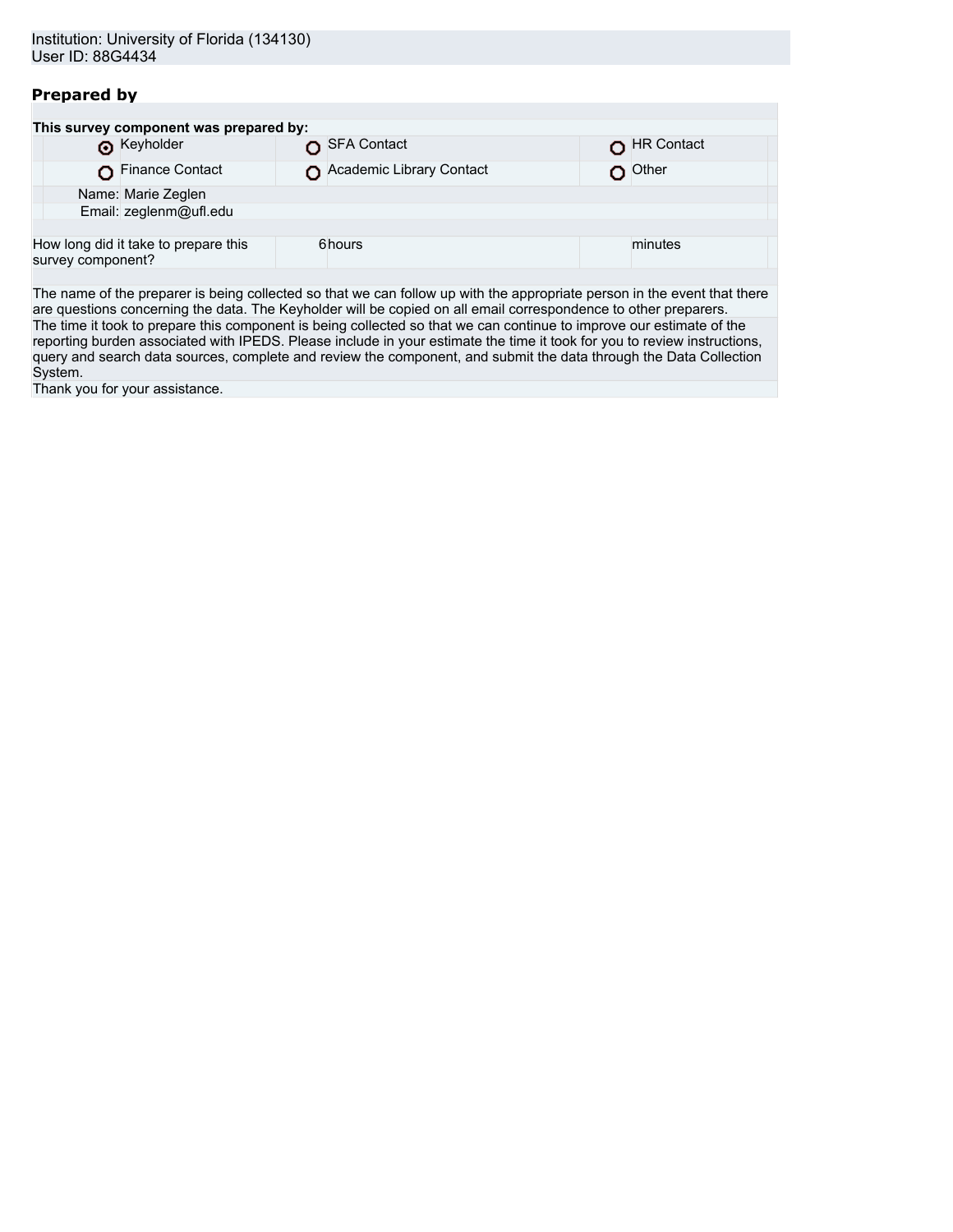Institution: University of Florida (134130)
User ID: 88G4434

## Prepared by

**This survey component was prepared by:**

| | | |
|---|---|---|
| ◉ Keyholder | ○ SFA Contact | ○ HR Contact |
| ○ Finance Contact | ○ Academic Library Contact | ○ Other |

Name: Marie Zeglen
Email: zeglenm@ufl.edu

| How long did it take to prepare this survey component? | 6 hours | minutes |
|---|---|---|

The name of the preparer is being collected so that we can follow up with the appropriate person in the event that there are questions concerning the data. The Keyholder will be copied on all email correspondence to other preparers.
The time it took to prepare this component is being collected so that we can continue to improve our estimate of the reporting burden associated with IPEDS. Please include in your estimate the time it took for you to review instructions, query and search data sources, complete and review the component, and submit the data through the Data Collection System.
Thank you for your assistance.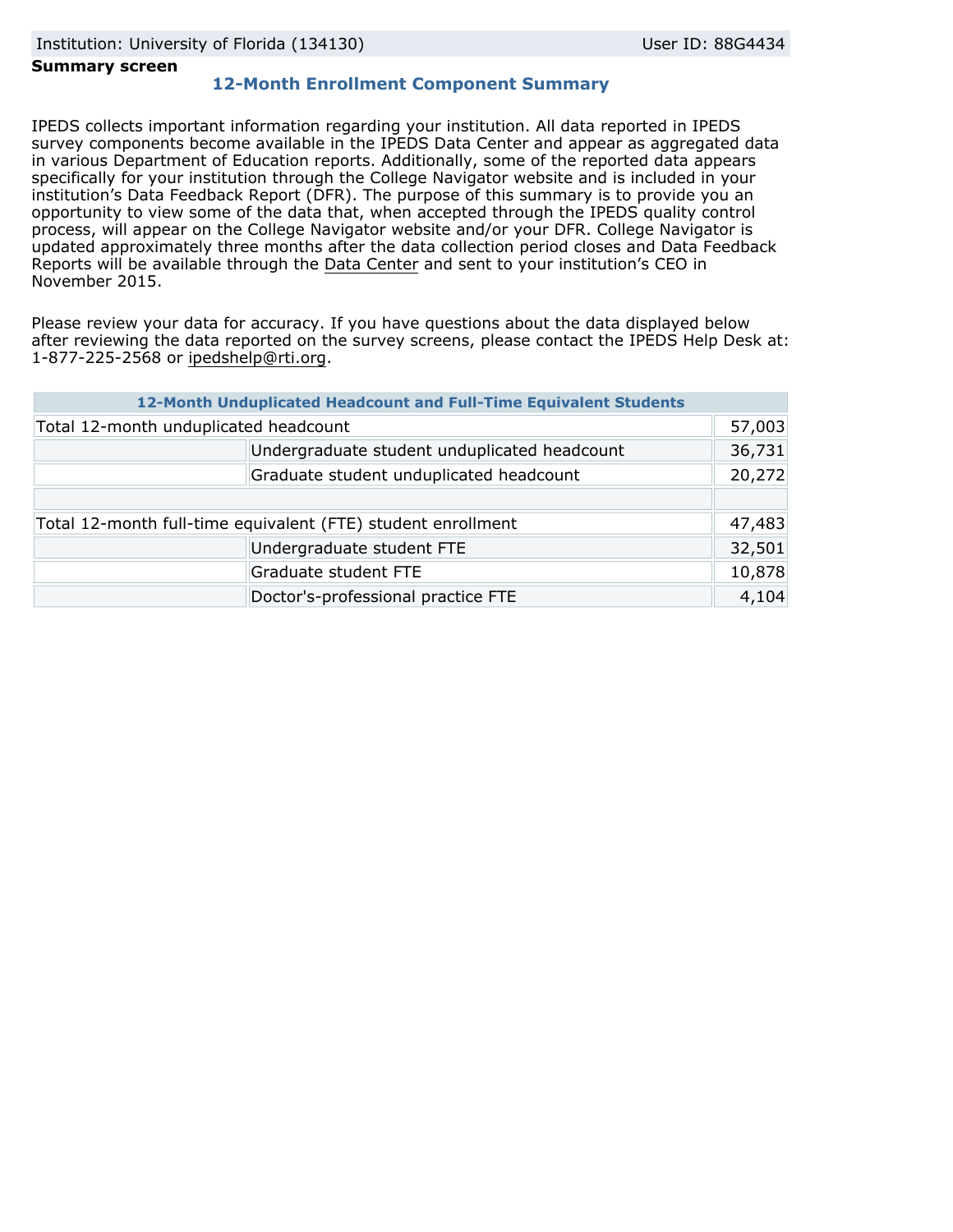Institution: University of Florida (134130) User ID: 88G4434

**Summary screen**

## 12-Month Enrollment Component Summary

IPEDS collects important information regarding your institution. All data reported in IPEDS survey components become available in the IPEDS Data Center and appear as aggregated data in various Department of Education reports. Additionally, some of the reported data appears specifically for your institution through the College Navigator website and is included in your institution's Data Feedback Report (DFR). The purpose of this summary is to provide you an opportunity to view some of the data that, when accepted through the IPEDS quality control process, will appear on the College Navigator website and/or your DFR. College Navigator is updated approximately three months after the data collection period closes and Data Feedback Reports will be available through the Data Center and sent to your institution's CEO in November 2015.

Please review your data for accuracy. If you have questions about the data displayed below after reviewing the data reported on the survey screens, please contact the IPEDS Help Desk at: 1-877-225-2568 or ipedshelp@rti.org.

| 12-Month Unduplicated Headcount and Full-Time Equivalent Students | | |
|---|---|---|
| Total 12-month unduplicated headcount | | 57,003 |
| | Undergraduate student unduplicated headcount | 36,731 |
| | Graduate student unduplicated headcount | 20,272 |
| | | |
| Total 12-month full-time equivalent (FTE) student enrollment | | 47,483 |
| | Undergraduate student FTE | 32,501 |
| | Graduate student FTE | 10,878 |
| | Doctor's-professional practice FTE | 4,104 |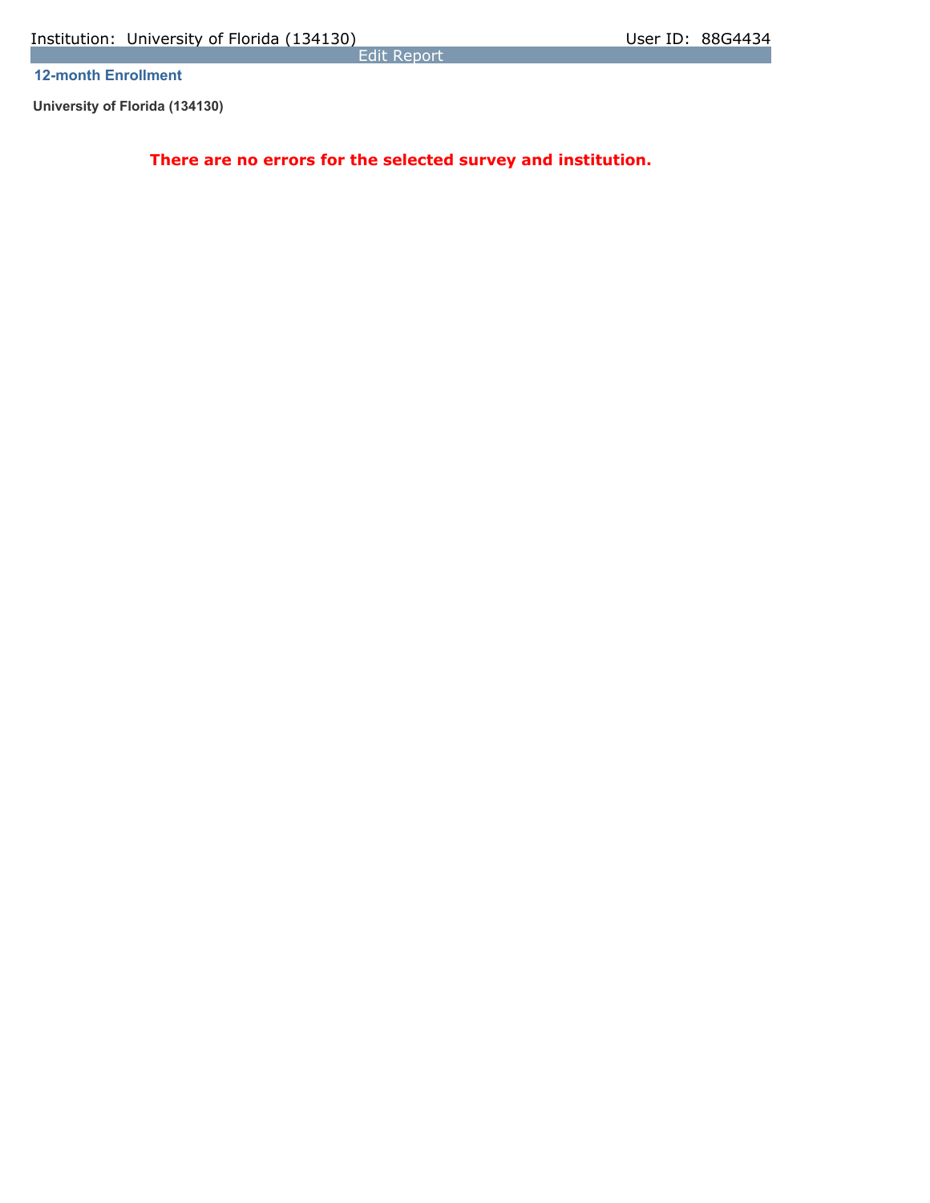Institution: University of Florida (134130) User ID: 88G4434

Edit Report

## 12-month Enrollment

**University of Florida (134130)**

**There are no errors for the selected survey and institution.**